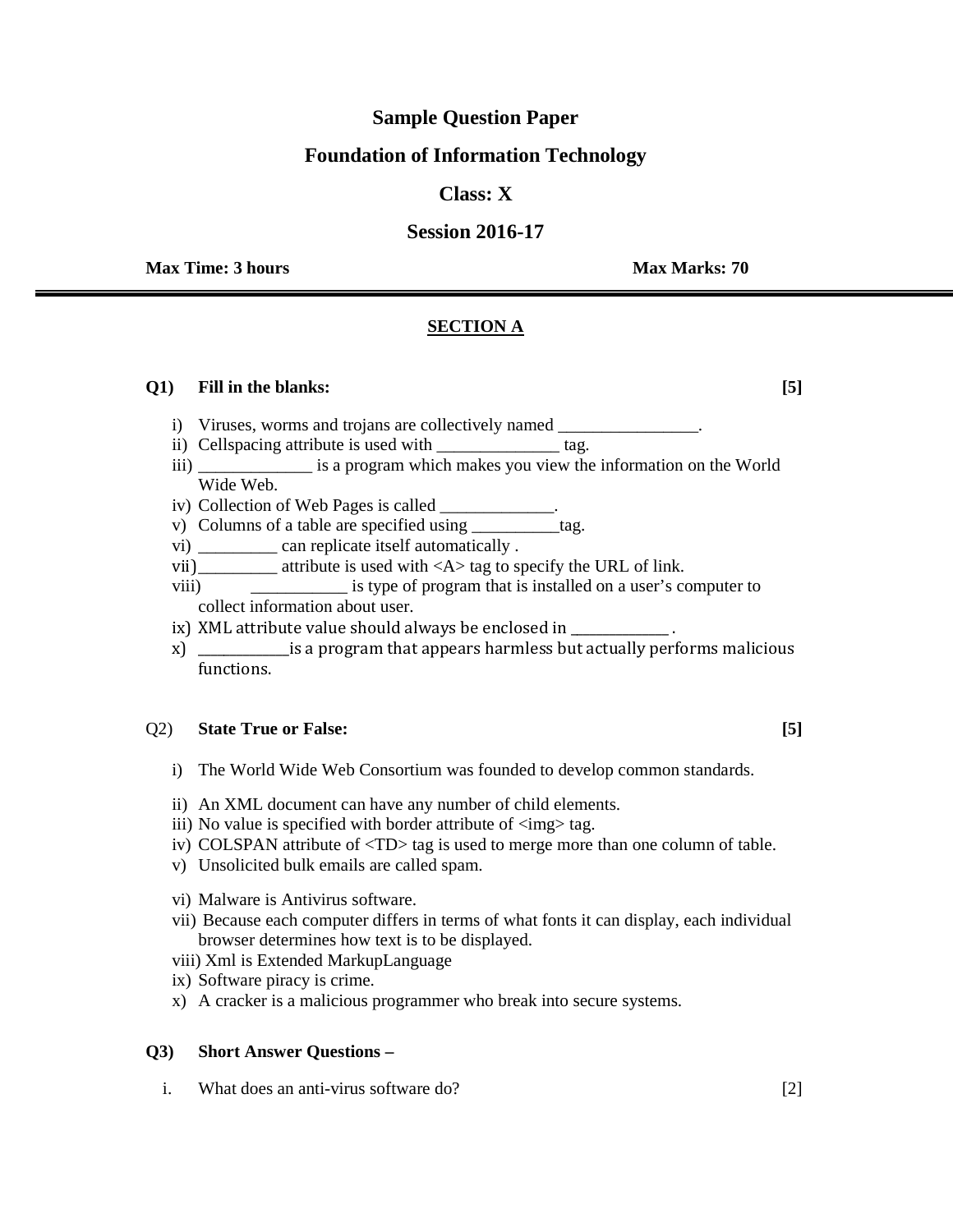# Sample Question Paper

## Foundation of Information Technology

## Class: X

## Session 2016-17

**Max Time: 3 hours** **Max Marks: 70**

---

### SECTION A

**Q1) Fill in the blanks:** **[5]**

i) Viruses, worms and trojans are collectively named ________________.
ii) Cellspacing attribute is used with ______________ tag.
iii) _____________ is a program which makes you view the information on the World Wide Web.
iv) Collection of Web Pages is called _____________.
v) Columns of a table are specified using __________tag.
vi) _________ can replicate itself automatically .
vii)_________ attribute is used with <A> tag to specify the URL of link.
viii) ___________ is type of program that is installed on a user's computer to collect information about user.
ix) XML attribute value should always be enclosed in ____________ .
x) ___________is a program that appears harmless but actually performs malicious functions.

Q2) **State True or False:** **[5]**

i) The World Wide Web Consortium was founded to develop common standards.
ii) An XML document can have any number of child elements.
iii) No value is specified with border attribute of <img> tag.
iv) COLSPAN attribute of <TD> tag is used to merge more than one column of table.
v) Unsolicited bulk emails are called spam.
vi) Malware is Antivirus software.
vii) Because each computer differs in terms of what fonts it can display, each individual browser determines how text is to be displayed.
viii) Xml is Extended MarkupLanguage
ix) Software piracy is crime.
x) A cracker is a malicious programmer who break into secure systems.

**Q3) Short Answer Questions –**

i. What does an anti-virus software do? [2]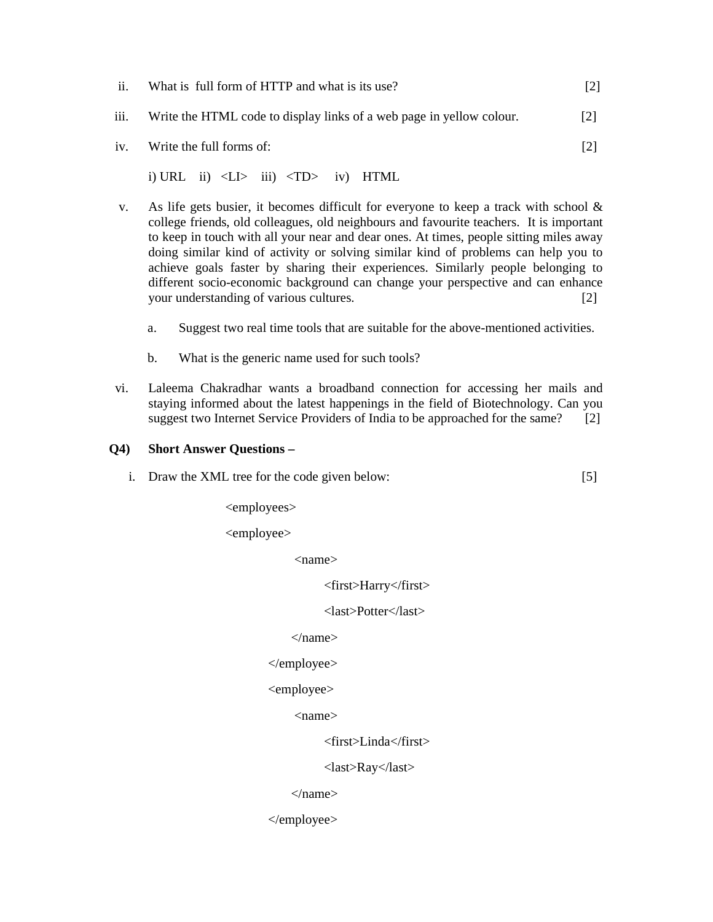ii. What is full form of HTTP and what is its use? [2]

iii. Write the HTML code to display links of a web page in yellow colour. [2]

iv. Write the full forms of: [2]

i) URL ii) <LI> iii) <TD> iv) HTML

v. As life gets busier, it becomes difficult for everyone to keep a track with school & college friends, old colleagues, old neighbours and favourite teachers. It is important to keep in touch with all your near and dear ones. At times, people sitting miles away doing similar kind of activity or solving similar kind of problems can help you to achieve goals faster by sharing their experiences. Similarly people belonging to different socio-economic background can change your perspective and can enhance your understanding of various cultures. [2]

a. Suggest two real time tools that are suitable for the above-mentioned activities.

b. What is the generic name used for such tools?

vi. Laleema Chakradhar wants a broadband connection for accessing her mails and staying informed about the latest happenings in the field of Biotechnology. Can you suggest two Internet Service Providers of India to be approached for the same? [2]

**Q4) Short Answer Questions –**

i. Draw the XML tree for the code given below: [5]

```
<employees>
<employee>
    <name>
        <first>Harry</first>
        <last>Potter</last>
    </name>
</employee>
<employee>
    <name>
        <first>Linda</first>
        <last>Ray</last>
    </name>
</employee>
```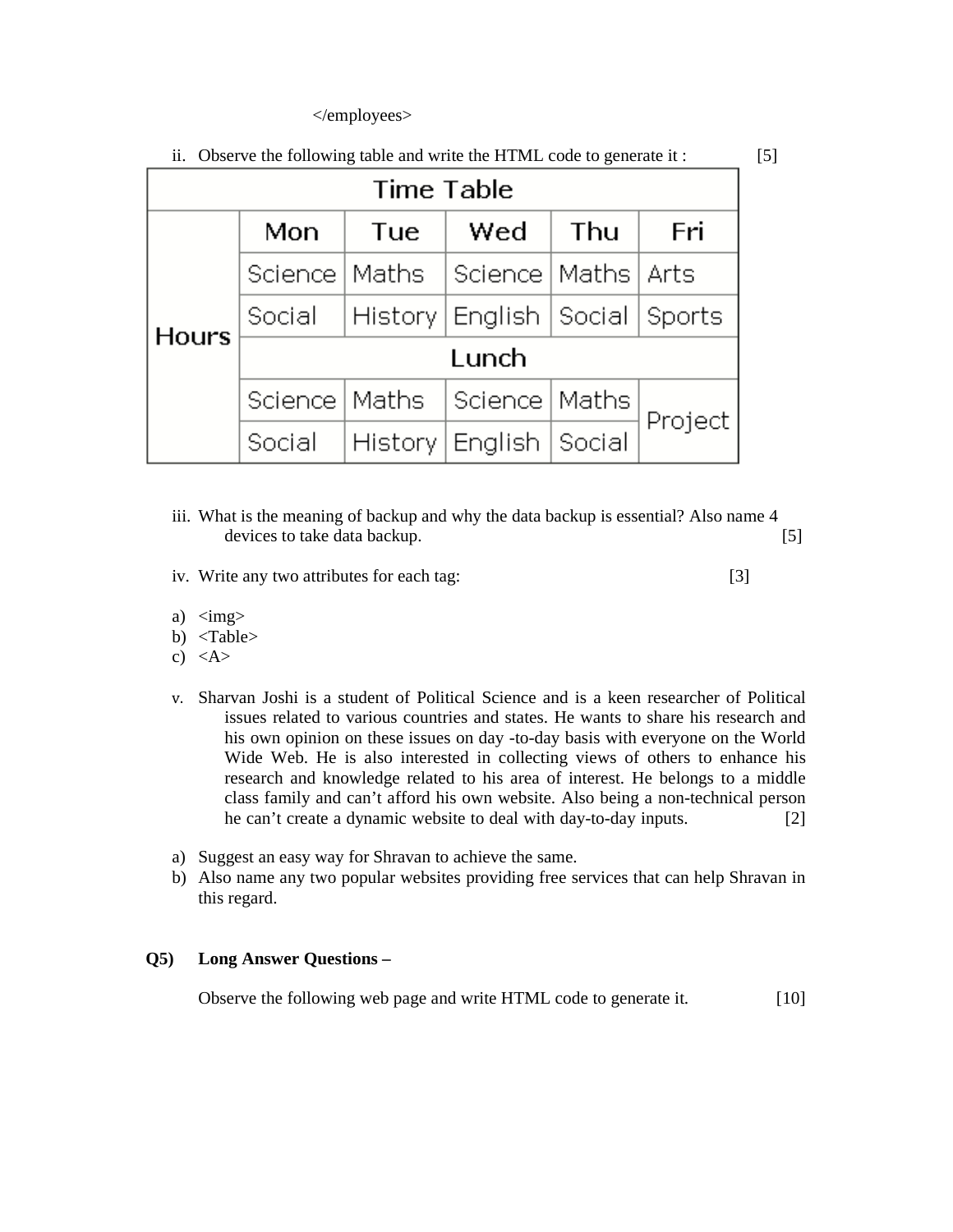</employees>

ii. Observe the following table and write the HTML code to generate it : [5]

| Time Table | | | | | |
|---|---|---|---|---|---|
| Hours | Mon | Tue | Wed | Thu | Fri |
| | Science | Maths | Science | Maths | Arts |
| | Social | History | English | Social | Sports |
| | Lunch | | | | |
| | Science | Maths | Science | Maths | Project |
| | Social | History | English | Social | |

iii. What is the meaning of backup and why the data backup is essential? Also name 4 devices to take data backup. [5]

iv. Write any two attributes for each tag: [3]

a) <img>
b) <Table>
c) <A>

v. Sharvan Joshi is a student of Political Science and is a keen researcher of Political issues related to various countries and states. He wants to share his research and his own opinion on these issues on day -to-day basis with everyone on the World Wide Web. He is also interested in collecting views of others to enhance his research and knowledge related to his area of interest. He belongs to a middle class family and can't afford his own website. Also being a non-technical person he can't create a dynamic website to deal with day-to-day inputs. [2]

a) Suggest an easy way for Shravan to achieve the same.
b) Also name any two popular websites providing free services that can help Shravan in this regard.

**Q5) Long Answer Questions –**

Observe the following web page and write HTML code to generate it. [10]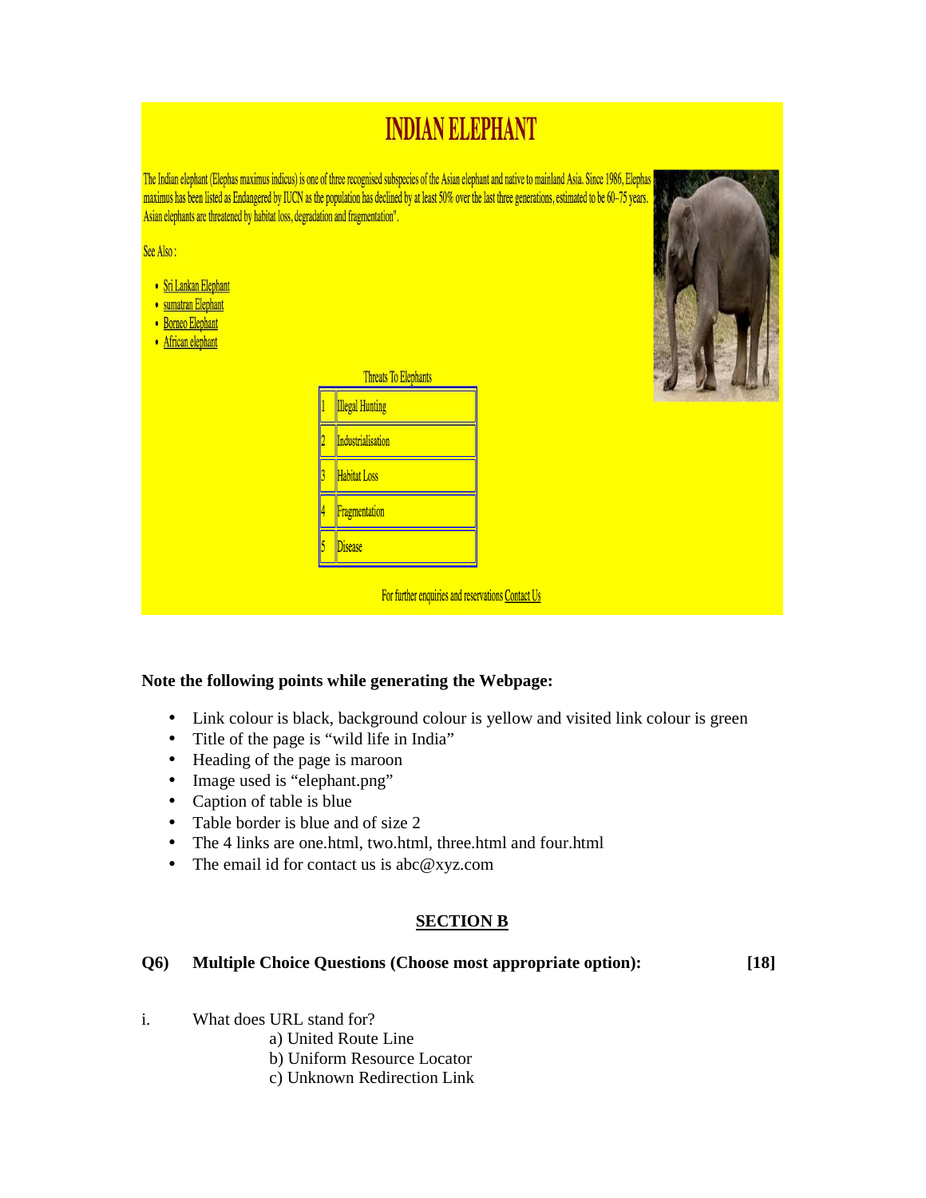# INDIAN ELEPHANT

The Indian elephant (Elephas maximus indicus) is one of three recognised subspecies of the Asian elephant and native to mainland Asia. Since 1986, Elephas maximus has been listed as Endangered by IUCN as the population has declined by at least 50% over the last three generations, estimated to be 60–75 years. Asian elephants are threatened by habitat loss, degradation and fragmentation".

See Also :

- Sri Lankan Elephant
- sumatran Elephant
- Borneo Elephant
- African elephant

Threats To Elephants

| | |
|---|---|
| 1 | Illegal Hunting |
| 2 | Industrialisation |
| 3 | Habitat Loss |
| 4 | Fragmentation |
| 5 | Disease |

For further enquiries and reservations Contact Us

**Note the following points while generating the Webpage:**

- Link colour is black, background colour is yellow and visited link colour is green
- Title of the page is "wild life in India"
- Heading of the page is maroon
- Image used is "elephant.png"
- Caption of table is blue
- Table border is blue and of size 2
- The 4 links are one.html, two.html, three.html and four.html
- The email id for contact us is abc@xyz.com

## SECTION B

**Q6) Multiple Choice Questions (Choose most appropriate option): [18]**

i. What does URL stand for?

a) United Route Line
b) Uniform Resource Locator
c) Unknown Redirection Link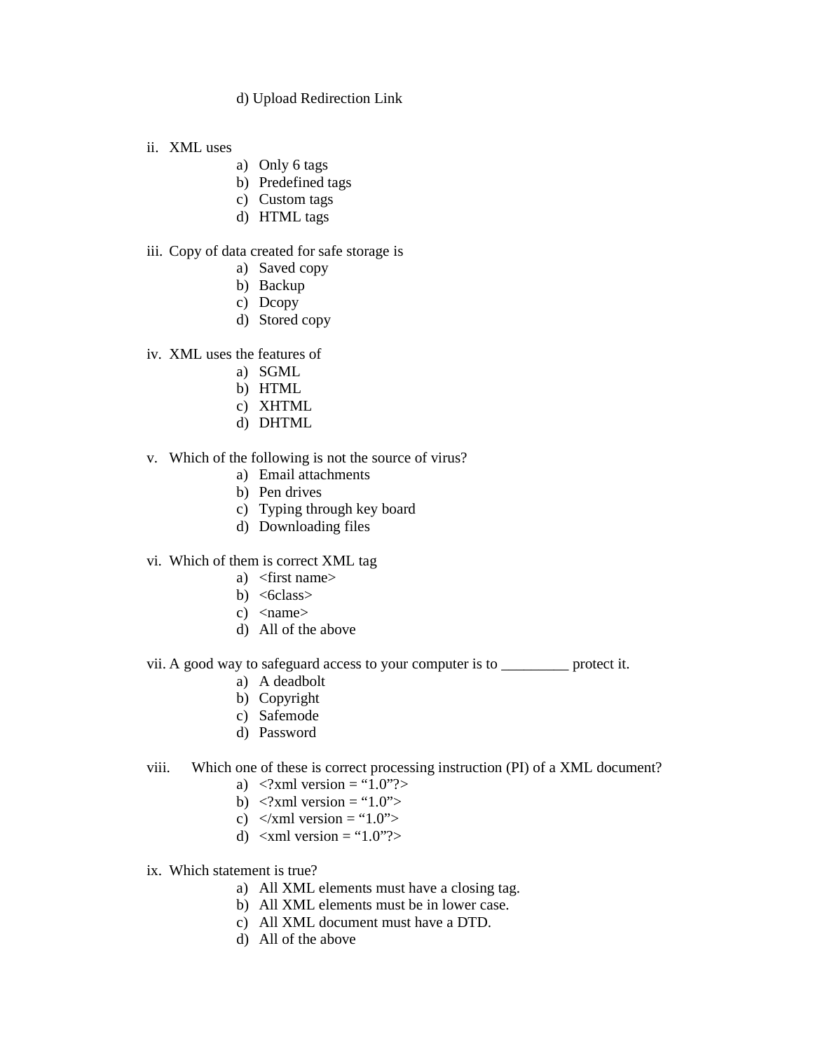d) Upload Redirection Link

ii. XML uses

a) Only 6 tags
b) Predefined tags
c) Custom tags
d) HTML tags

iii. Copy of data created for safe storage is

a) Saved copy
b) Backup
c) Dcopy
d) Stored copy

iv. XML uses the features of

a) SGML
b) HTML
c) XHTML
d) DHTML

v. Which of the following is not the source of virus?

a) Email attachments
b) Pen drives
c) Typing through key board
d) Downloading files

vi. Which of them is correct XML tag

a) <first name>
b) <6class>
c) <name>
d) All of the above

vii. A good way to safeguard access to your computer is to _________ protect it.

a) A deadbolt
b) Copyright
c) Safemode
d) Password

viii. Which one of these is correct processing instruction (PI) of a XML document?

a) <?xml version = “1.0”?>
b) <?xml version = “1.0”>
c) </xml version = “1.0”>
d) <xml version = “1.0”?>

ix. Which statement is true?

a) All XML elements must have a closing tag.
b) All XML elements must be in lower case.
c) All XML document must have a DTD.
d) All of the above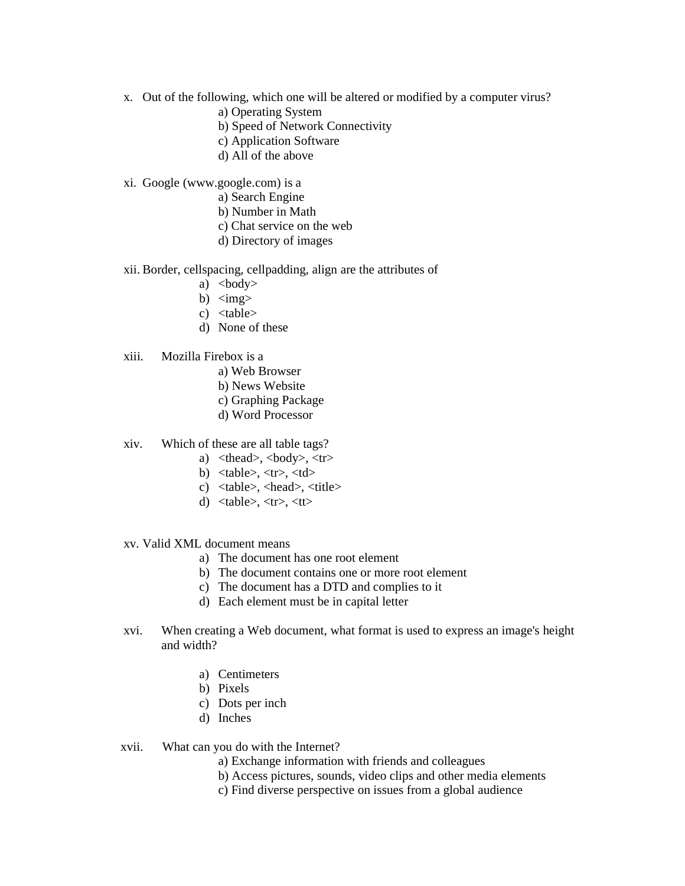x. Out of the following, which one will be altered or modified by a computer virus?

a) Operating System
b) Speed of Network Connectivity
c) Application Software
d) All of the above

xi. Google (www.google.com) is a

a) Search Engine
b) Number in Math
c) Chat service on the web
d) Directory of images

xii. Border, cellspacing, cellpadding, align are the attributes of

a) <body>
b) <img>
c) <table>
d) None of these

xiii. Mozilla Firebox is a

a) Web Browser
b) News Website
c) Graphing Package
d) Word Processor

xiv. Which of these are all table tags?

a) <thead>, <body>, <tr>
b) <table>, <tr>, <td>
c) <table>, <head>, <title>
d) <table>, <tr>, <tt>

xv. Valid XML document means

a) The document has one root element
b) The document contains one or more root element
c) The document has a DTD and complies to it
d) Each element must be in capital letter

xvi. When creating a Web document, what format is used to express an image's height and width?

a) Centimeters
b) Pixels
c) Dots per inch
d) Inches

xvii. What can you do with the Internet?

a) Exchange information with friends and colleagues
b) Access pictures, sounds, video clips and other media elements
c) Find diverse perspective on issues from a global audience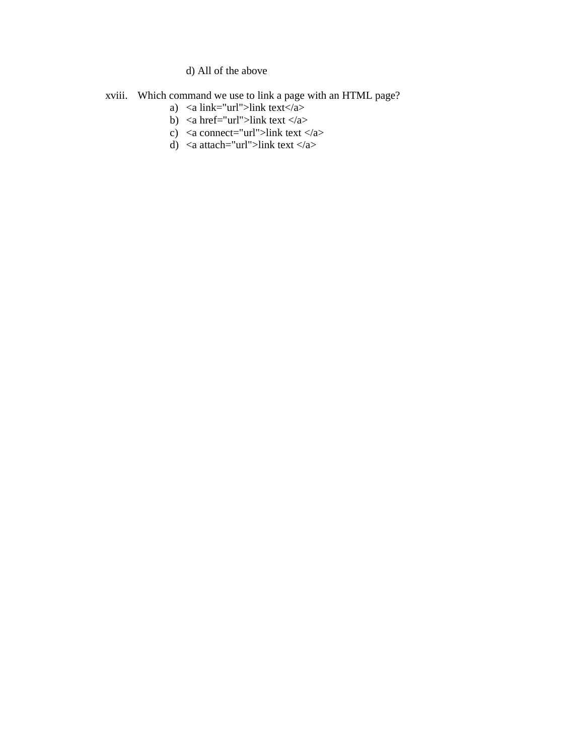d) All of the above

xviii. Which command we use to link a page with an HTML page?

a) <a link="url">link text</a>
b) <a href="url">link text </a>
c) <a connect="url">link text </a>
d) <a attach="url">link text </a>